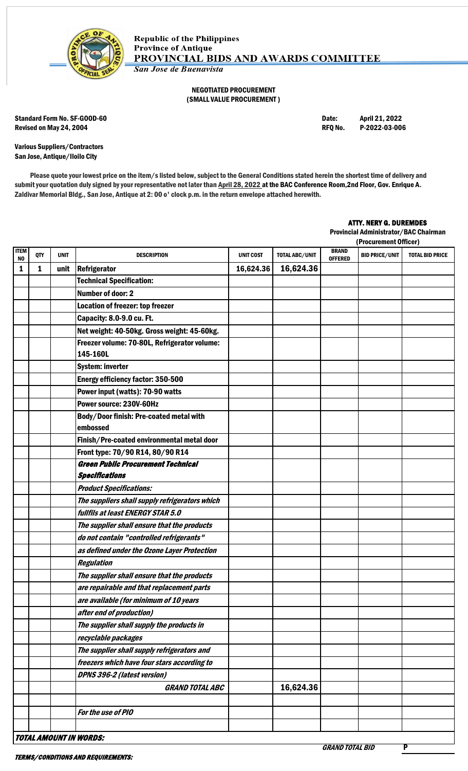Republic of the Philippines
Province of Antique
**PROVINCIAL BIDS AND AWARDS COMMITTEE**
*San Jose de Buenavista*

**NEGOTIATED PROCUREMENT**
**(SMALL VALUE PROCUREMENT)**

Standard Form No. SF-GOOD-60
Revised on May 24, 2004

Date: April 21, 2022
RFQ No. P-2022-03-006

Various Suppliers/Contractors
San Jose, Antique/Iloilo City

Please quote your lowest price on the item/s listed below, subject to the General Conditions stated herein the shortest time of delivery and submit your quotation duly signed by your representative not later than April 28, 2022 at the BAC Conference Room,2nd Floor, Gov. Enrique A. Zaldivar Memorial Bldg., San Jose, Antique at 2: 00 o' clock p.m. in the return envelope attached herewith.

**ATTY. NERY G. DUREMDES**
**Provincial Administrator/BAC Chairman**
**(Procurement Officer)**

| ITEM NO | QTY | UNIT | DESCRIPTION | UNIT COST | TOTAL ABC/UNIT | BRAND OFFERED | BID PRICE/UNIT | TOTAL BID PRICE |
|---|---|---|---|---|---|---|---|---|
| 1 | 1 | unit | Refrigerator | 16,624.36 | 16,624.36 | | | |
| | | | Technical Specification: | | | | | |
| | | | Number of door: 2 | | | | | |
| | | | Location of freezer: top freezer | | | | | |
| | | | Capacity: 8.0-9.0 cu. Ft. | | | | | |
| | | | Net weight: 40-50kg. Gross weight: 45-60kg. | | | | | |
| | | | Freezer volume: 70-80L, Refrigerator volume: 145-160L | | | | | |
| | | | System: inverter | | | | | |
| | | | Energy efficiency factor: 350-500 | | | | | |
| | | | Power input (watts): 70-90 watts | | | | | |
| | | | Power source: 230V-60Hz | | | | | |
| | | | Body/Door finish: Pre-coated metal with embossed | | | | | |
| | | | Finish/Pre-coated environmental metal door | | | | | |
| | | | Front type: 70/90 R14, 80/90 R14 | | | | | |
| | | | ***Green Public Procurement Technical Specifications*** | | | | | |
| | | | *Product Specifications:* | | | | | |
| | | | *The suppliers shall supply refrigerators which fullfils at least ENERGY STAR 5.0* | | | | | |
| | | | *The supplier shall ensure that the products do not contain "controlled refrigerants" as defined under the Ozone Layer Protection Regulation* | | | | | |
| | | | *The supplier shall ensure that the products are repairable and that replacement parts are available (for minimum of 10 years after end of production)* | | | | | |
| | | | *The supplier shall supply the products in recyclable packages* | | | | | |
| | | | *The supplier shall supply refrigerators and freezers which have four stars according to DPNS 396-2 (latest version)* | | | | | |
| | | | *GRAND TOTAL ABC* | | 16,624.36 | | | |
| | | | | | | | | |
| | | | *For the use of PIO* | | | | | |
| | | | | | | | | |

***TOTAL AMOUNT IN WORDS:***

***GRAND TOTAL BID*** P

***TERMS/CONDITIONS AND REQUIREMENTS:***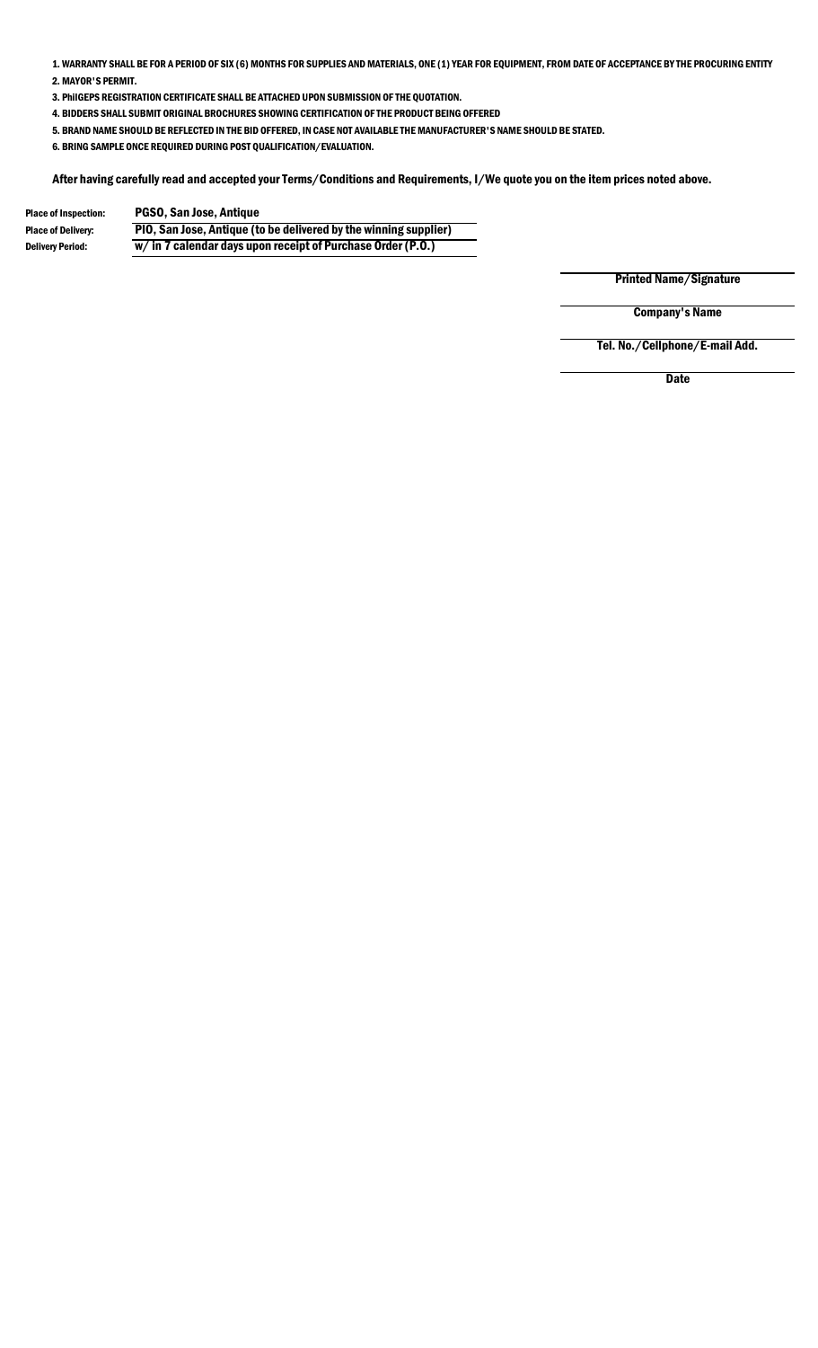1. WARRANTY SHALL BE FOR A PERIOD OF SIX (6) MONTHS FOR SUPPLIES AND MATERIALS, ONE (1) YEAR FOR EQUIPMENT, FROM DATE OF ACCEPTANCE BY THE PROCURING ENTITY
2. MAYOR'S PERMIT.
3. PhilGEPS REGISTRATION CERTIFICATE SHALL BE ATTACHED UPON SUBMISSION OF THE QUOTATION.
4. BIDDERS SHALL SUBMIT ORIGINAL BROCHURES SHOWING CERTIFICATION OF THE PRODUCT BEING OFFERED
5. BRAND NAME SHOULD BE REFLECTED IN THE BID OFFERED, IN CASE NOT AVAILABLE THE MANUFACTURER'S NAME SHOULD BE STATED.
6. BRING SAMPLE ONCE REQUIRED DURING POST QUALIFICATION/EVALUATION.

**After having carefully read and accepted your Terms/Conditions and Requirements, I/We quote you on the item prices noted above.**

| | |
|---|---|
| Place of Inspection: | **PGSO, San Jose, Antique** |
| Place of Delivery: | **PIO, San Jose, Antique (to be delivered by the winning supplier)** |
| Delivery Period: | **w/ in 7 calendar days upon receipt of Purchase Order (P.O.)** |

**Printed Name/Signature**

**Company's Name**

**Tel. No./Cellphone/E-mail Add.**

**Date**